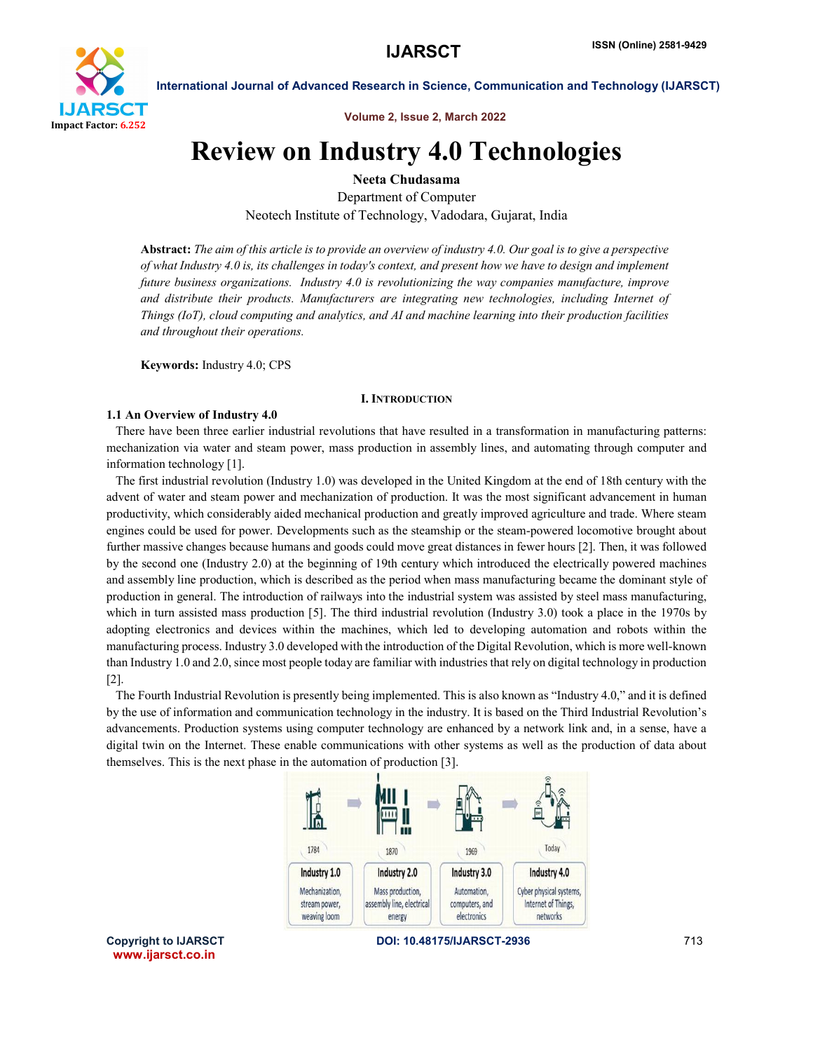# Review on Industry 4.0 Technologies

**Neeta Chudasama**

Department of Computer

Neotech Institute of Technology, Vadodara, Gujarat, India

**Abstract:** *The aim of this article is to provide an overview of industry 4.0. Our goal is to give a perspective of what Industry 4.0 is, its challenges in today's context, and present how we have to design and implement future business organizations. Industry 4.0 is revolutionizing the way companies manufacture, improve and distribute their products. Manufacturers are integrating new technologies, including Internet of Things (IoT), cloud computing and analytics, and AI and machine learning into their production facilities and throughout their operations.*

**Keywords:** Industry 4.0; CPS

## I. Introduction

### 1.1 An Overview of Industry 4.0

There have been three earlier industrial revolutions that have resulted in a transformation in manufacturing patterns: mechanization via water and steam power, mass production in assembly lines, and automating through computer and information technology [1].

The first industrial revolution (Industry 1.0) was developed in the United Kingdom at the end of 18th century with the advent of water and steam power and mechanization of production. It was the most significant advancement in human productivity, which considerably aided mechanical production and greatly improved agriculture and trade. Where steam engines could be used for power. Developments such as the steamship or the steam-powered locomotive brought about further massive changes because humans and goods could move great distances in fewer hours [2]. Then, it was followed by the second one (Industry 2.0) at the beginning of 19th century which introduced the electrically powered machines and assembly line production, which is described as the period when mass manufacturing became the dominant style of production in general. The introduction of railways into the industrial system was assisted by steel mass manufacturing, which in turn assisted mass production [5]. The third industrial revolution (Industry 3.0) took a place in the 1970s by adopting electronics and devices within the machines, which led to developing automation and robots within the manufacturing process. Industry 3.0 developed with the introduction of the Digital Revolution, which is more well-known than Industry 1.0 and 2.0, since most people today are familiar with industries that rely on digital technology in production [2].

The Fourth Industrial Revolution is presently being implemented. This is also known as "Industry 4.0," and it is defined by the use of information and communication technology in the industry. It is based on the Third Industrial Revolution's advancements. Production systems using computer technology are enhanced by a network link and, in a sense, have a digital twin on the Internet. These enable communications with other systems as well as the production of data about themselves. This is the next phase in the automation of production [3].

| 1784 | 1870 | 1969 | Today |
|---|---|---|---|
| **Industry 1.0** | **Industry 2.0** | **Industry 3.0** | **Industry 4.0** |
| Mechanization, stream power, weaving loom | Mass production, assembly line, electrical energy | Automation, computers, and electronics | Cyber physical systems, Internet of Things, networks |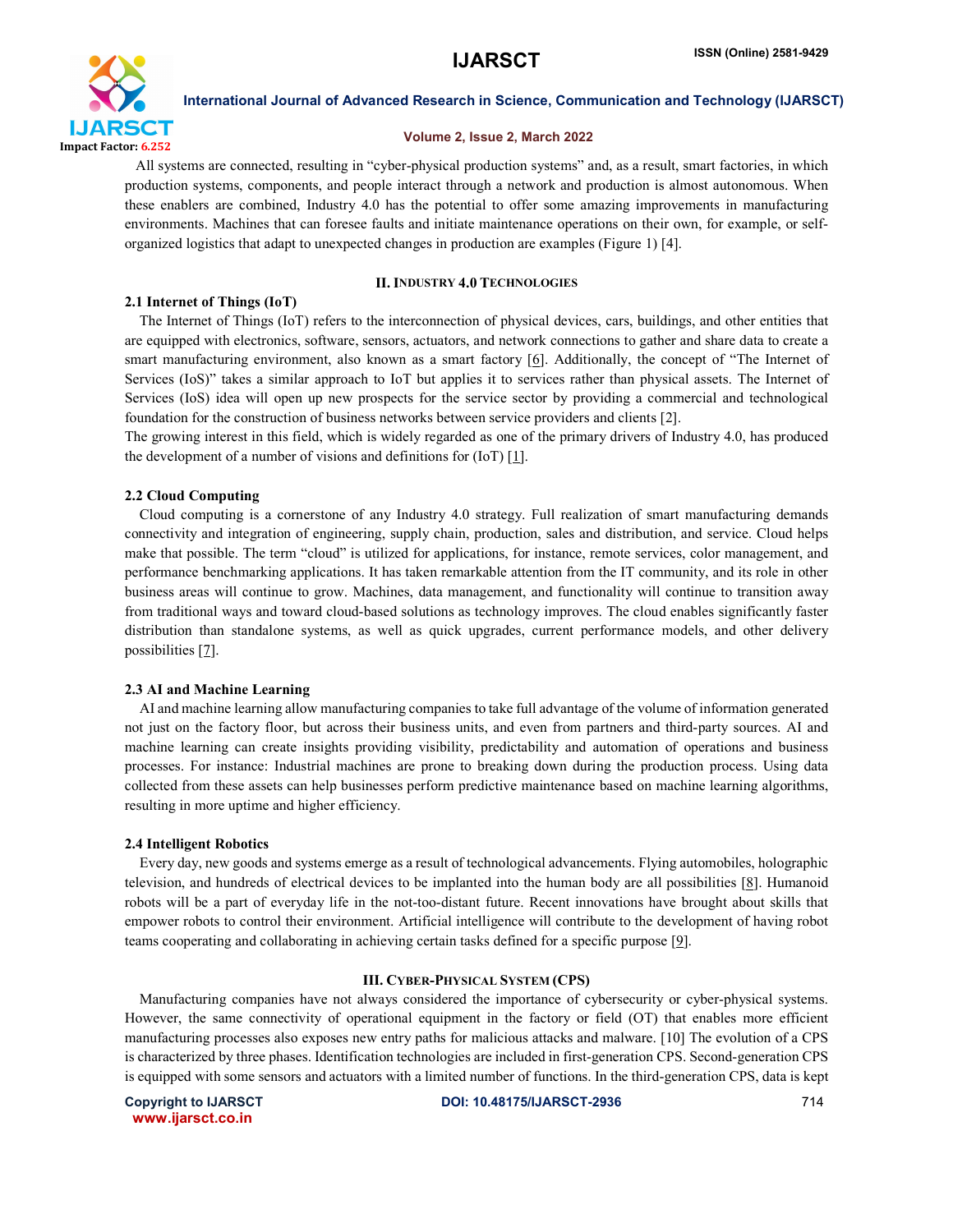All systems are connected, resulting in "cyber-physical production systems" and, as a result, smart factories, in which production systems, components, and people interact through a network and production is almost autonomous. When these enablers are combined, Industry 4.0 has the potential to offer some amazing improvements in manufacturing environments. Machines that can foresee faults and initiate maintenance operations on their own, for example, or self-organized logistics that adapt to unexpected changes in production are examples (Figure 1) [4].

## II. Industry 4.0 Technologies

### 2.1 Internet of Things (IoT)

The Internet of Things (IoT) refers to the interconnection of physical devices, cars, buildings, and other entities that are equipped with electronics, software, sensors, actuators, and network connections to gather and share data to create a smart manufacturing environment, also known as a smart factory [6]. Additionally, the concept of "The Internet of Services (IoS)" takes a similar approach to IoT but applies it to services rather than physical assets. The Internet of Services (IoS) idea will open up new prospects for the service sector by providing a commercial and technological foundation for the construction of business networks between service providers and clients [2].

The growing interest in this field, which is widely regarded as one of the primary drivers of Industry 4.0, has produced the development of a number of visions and definitions for (IoT) [1].

### 2.2 Cloud Computing

Cloud computing is a cornerstone of any Industry 4.0 strategy. Full realization of smart manufacturing demands connectivity and integration of engineering, supply chain, production, sales and distribution, and service. Cloud helps make that possible. The term "cloud" is utilized for applications, for instance, remote services, color management, and performance benchmarking applications. It has taken remarkable attention from the IT community, and its role in other business areas will continue to grow. Machines, data management, and functionality will continue to transition away from traditional ways and toward cloud-based solutions as technology improves. The cloud enables significantly faster distribution than standalone systems, as well as quick upgrades, current performance models, and other delivery possibilities [7].

### 2.3 AI and Machine Learning

AI and machine learning allow manufacturing companies to take full advantage of the volume of information generated not just on the factory floor, but across their business units, and even from partners and third-party sources. AI and machine learning can create insights providing visibility, predictability and automation of operations and business processes. For instance: Industrial machines are prone to breaking down during the production process. Using data collected from these assets can help businesses perform predictive maintenance based on machine learning algorithms, resulting in more uptime and higher efficiency.

### 2.4 Intelligent Robotics

Every day, new goods and systems emerge as a result of technological advancements. Flying automobiles, holographic television, and hundreds of electrical devices to be implanted into the human body are all possibilities [8]. Humanoid robots will be a part of everyday life in the not-too-distant future. Recent innovations have brought about skills that empower robots to control their environment. Artificial intelligence will contribute to the development of having robot teams cooperating and collaborating in achieving certain tasks defined for a specific purpose [9].

## III. Cyber-Physical System (CPS)

Manufacturing companies have not always considered the importance of cybersecurity or cyber-physical systems. However, the same connectivity of operational equipment in the factory or field (OT) that enables more efficient manufacturing processes also exposes new entry paths for malicious attacks and malware. [10] The evolution of a CPS is characterized by three phases. Identification technologies are included in first-generation CPS. Second-generation CPS is equipped with some sensors and actuators with a limited number of functions. In the third-generation CPS, data is kept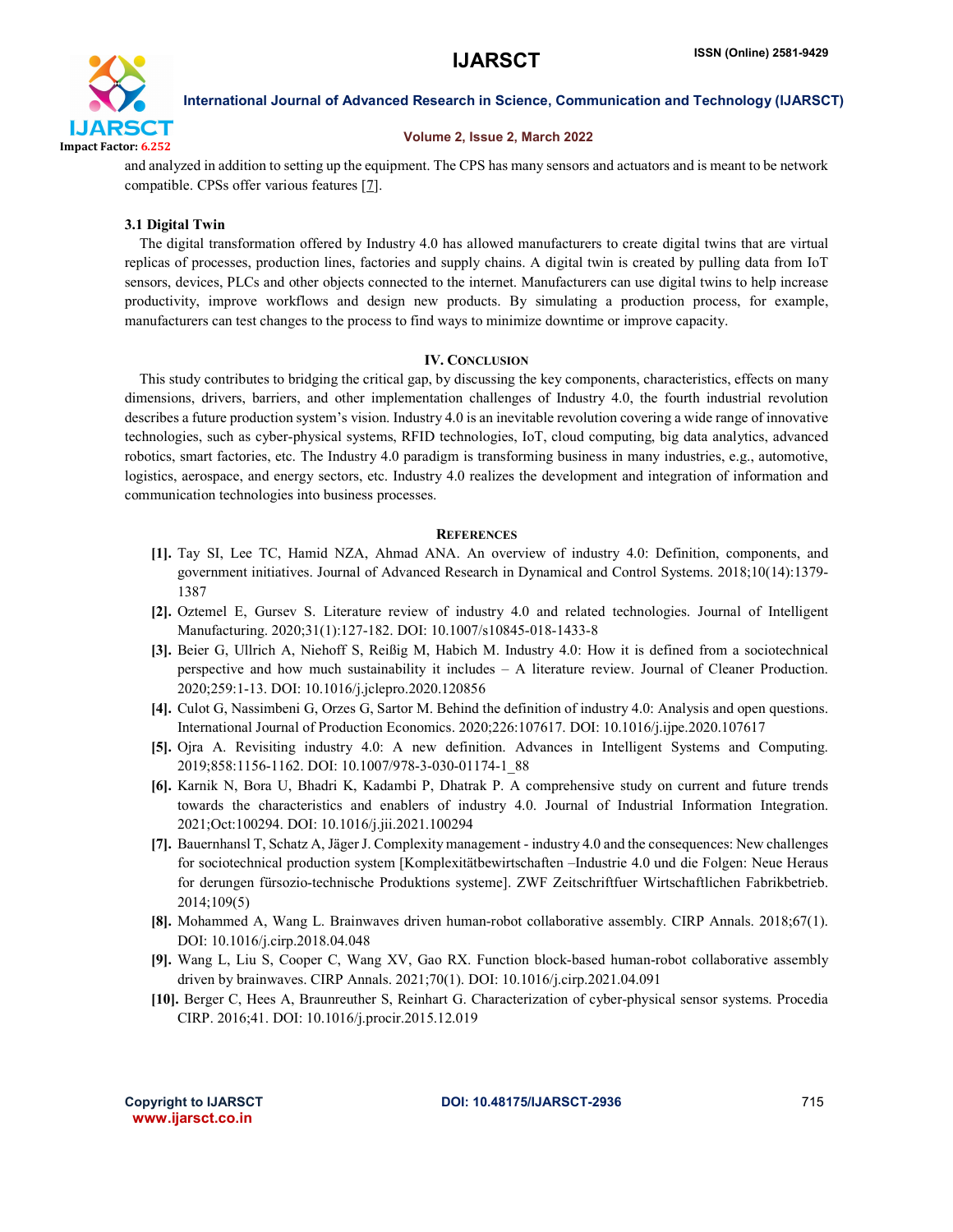and analyzed in addition to setting up the equipment. The CPS has many sensors and actuators and is meant to be network compatible. CPSs offer various features [7].

### 3.1 Digital Twin

The digital transformation offered by Industry 4.0 has allowed manufacturers to create digital twins that are virtual replicas of processes, production lines, factories and supply chains. A digital twin is created by pulling data from IoT sensors, devices, PLCs and other objects connected to the internet. Manufacturers can use digital twins to help increase productivity, improve workflows and design new products. By simulating a production process, for example, manufacturers can test changes to the process to find ways to minimize downtime or improve capacity.

## IV. Conclusion

This study contributes to bridging the critical gap, by discussing the key components, characteristics, effects on many dimensions, drivers, barriers, and other implementation challenges of Industry 4.0, the fourth industrial revolution describes a future production system's vision. Industry 4.0 is an inevitable revolution covering a wide range of innovative technologies, such as cyber-physical systems, RFID technologies, IoT, cloud computing, big data analytics, advanced robotics, smart factories, etc. The Industry 4.0 paradigm is transforming business in many industries, e.g., automotive, logistics, aerospace, and energy sectors, etc. Industry 4.0 realizes the development and integration of information and communication technologies into business processes.

## References

- **[1].** Tay SI, Lee TC, Hamid NZA, Ahmad ANA. An overview of industry 4.0: Definition, components, and government initiatives. Journal of Advanced Research in Dynamical and Control Systems. 2018;10(14):1379-1387
- **[2].** Oztemel E, Gursev S. Literature review of industry 4.0 and related technologies. Journal of Intelligent Manufacturing. 2020;31(1):127-182. DOI: 10.1007/s10845-018-1433-8
- **[3].** Beier G, Ullrich A, Niehoff S, Reißig M, Habich M. Industry 4.0: How it is defined from a sociotechnical perspective and how much sustainability it includes – A literature review. Journal of Cleaner Production. 2020;259:1-13. DOI: 10.1016/j.jclepro.2020.120856
- **[4].** Culot G, Nassimbeni G, Orzes G, Sartor M. Behind the definition of industry 4.0: Analysis and open questions. International Journal of Production Economics. 2020;226:107617. DOI: 10.1016/j.ijpe.2020.107617
- **[5].** Ojra A. Revisiting industry 4.0: A new definition. Advances in Intelligent Systems and Computing. 2019;858:1156-1162. DOI: 10.1007/978-3-030-01174-1_88
- **[6].** Karnik N, Bora U, Bhadri K, Kadambi P, Dhatrak P. A comprehensive study on current and future trends towards the characteristics and enablers of industry 4.0. Journal of Industrial Information Integration. 2021;Oct:100294. DOI: 10.1016/j.jii.2021.100294
- **[7].** Bauernhansl T, Schatz A, Jäger J. Complexity management - industry 4.0 and the consequences: New challenges for sociotechnical production system [Komplexitätbewirtschaften –Industrie 4.0 und die Folgen: Neue Heraus for derungen fürsozio-technische Produktions systeme]. ZWF Zeitschriftfuer Wirtschaftlichen Fabrikbetrieb. 2014;109(5)
- **[8].** Mohammed A, Wang L. Brainwaves driven human-robot collaborative assembly. CIRP Annals. 2018;67(1). DOI: 10.1016/j.cirp.2018.04.048
- **[9].** Wang L, Liu S, Cooper C, Wang XV, Gao RX. Function block-based human-robot collaborative assembly driven by brainwaves. CIRP Annals. 2021;70(1). DOI: 10.1016/j.cirp.2021.04.091
- **[10].** Berger C, Hees A, Braunreuther S, Reinhart G. Characterization of cyber-physical sensor systems. Procedia CIRP. 2016;41. DOI: 10.1016/j.procir.2015.12.019